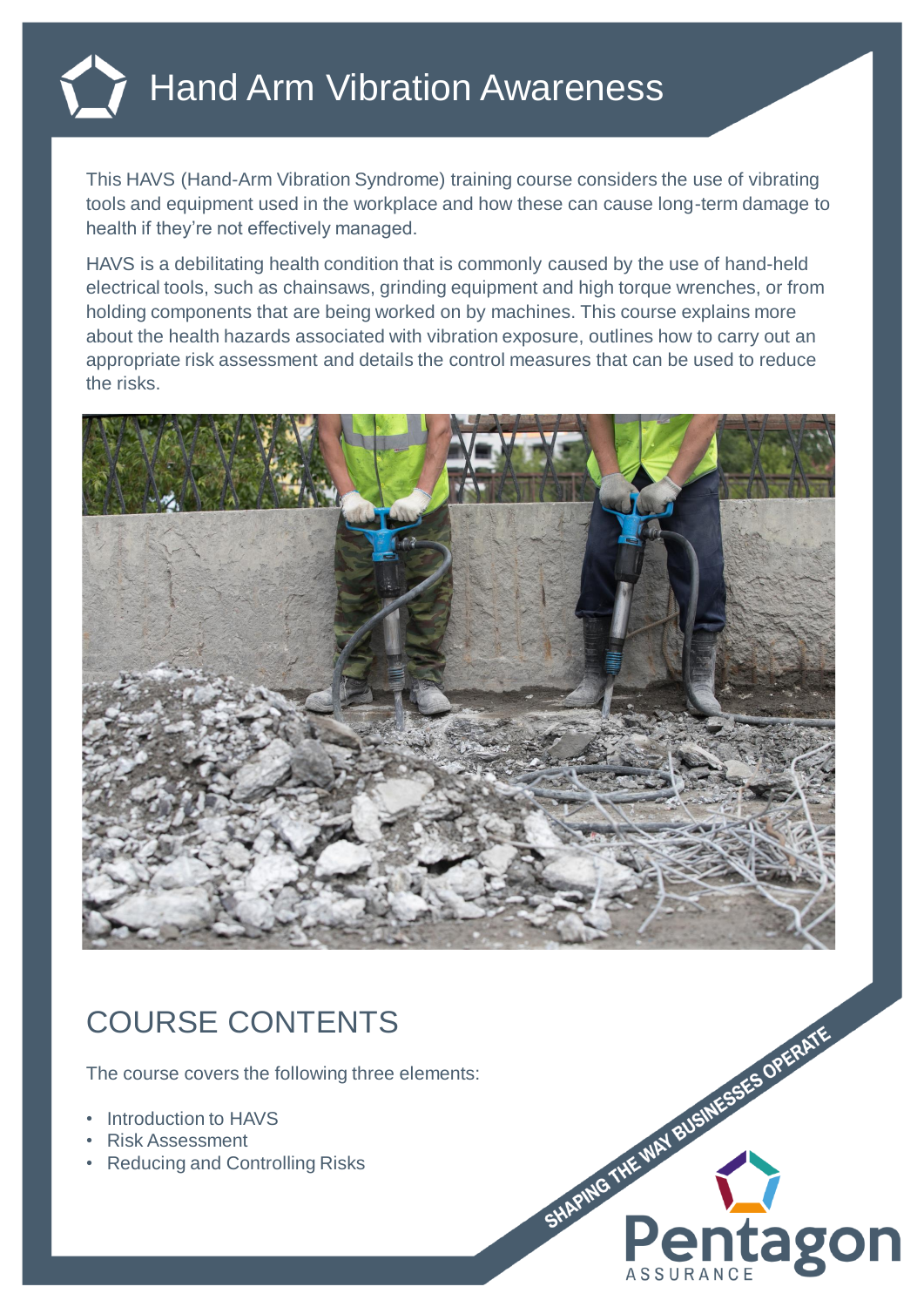# Hand Arm Vibration Awareness

This HAVS (Hand-Arm Vibration Syndrome) training course considers the use of vibrating tools and equipment used in the workplace and how these can cause long-term damage to health if they're not effectively managed.

HAVS is a debilitating health condition that is commonly caused by the use of hand-held electrical tools, such as chainsaws, grinding equipment and high torque wrenches, or from holding components that are being worked on by machines. This course explains more about the health hazards associated with vibration exposure, outlines how to carry out an appropriate risk assessment and details the control measures that can be used to reduce the risks.

## COURSE CONTENTS

The course covers the following three elements:

- Introduction to HAVS
- Risk Assessment
- Reducing and Controlling Risks

SHAPING THE WAY BUSINESSES OPERATE

Pentagon ASSURANCE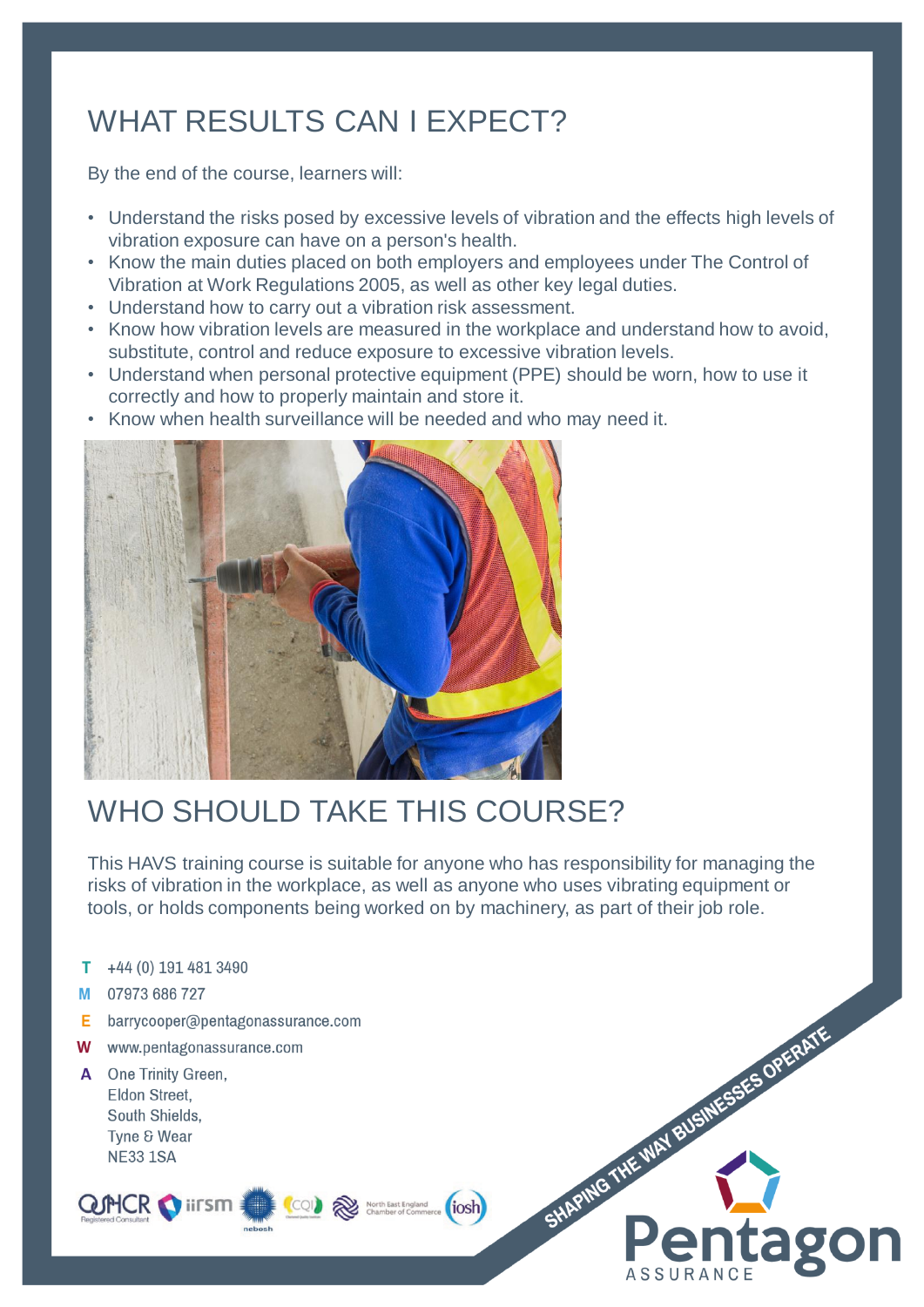## WHAT RESULTS CAN I EXPECT?

By the end of the course, learners will:

- Understand the risks posed by excessive levels of vibration and the effects high levels of vibration exposure can have on a person's health.
- Know the main duties placed on both employers and employees under The Control of Vibration at Work Regulations 2005, as well as other key legal duties.
- Understand how to carry out a vibration risk assessment.
- Know how vibration levels are measured in the workplace and understand how to avoid, substitute, control and reduce exposure to excessive vibration levels.
- Understand when personal protective equipment (PPE) should be worn, how to use it correctly and how to properly maintain and store it.
- Know when health surveillance will be needed and who may need it.

## WHO SHOULD TAKE THIS COURSE?

This HAVS training course is suitable for anyone who has responsibility for managing the risks of vibration in the workplace, as well as anyone who uses vibrating equipment or tools, or holds components being worked on by machinery, as part of their job role.

**T** +44 (0) 191 481 3490
**M** 07973 686 727
**E** barrycooper@pentagonassurance.com
**W** www.pentagonassurance.com
**A** One Trinity Green,
Eldon Street,
South Shields,
Tyne & Wear
NE33 1SA

SHAPING THE WAY BUSINESSES OPERATE

Pentagon ASSURANCE